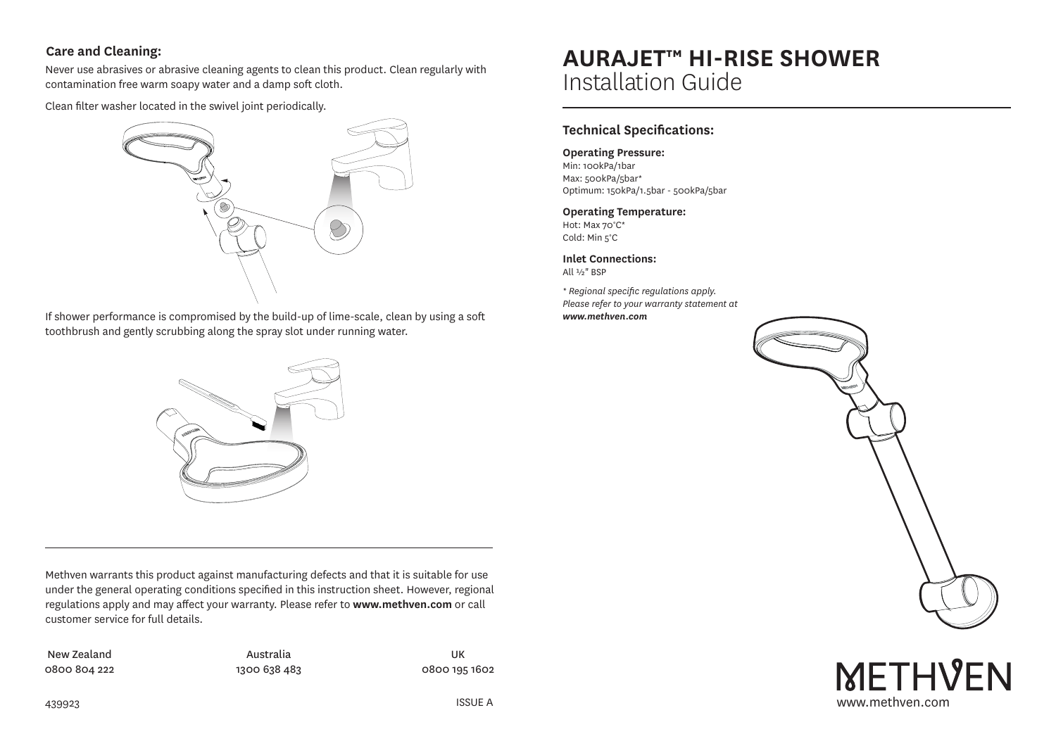## Care and Cleaning:

Never use abrasives or abrasive cleaning agents to clean this product. Clean regularly with contamination free warm soapy water and a damp soft cloth.

Clean filter washer located in the swivel joint periodically.

If shower performance is compromised by the build-up of lime-scale, clean by using a soft toothbrush and gently scrubbing along the spray slot under running water.

---

Methven warrants this product against manufacturing defects and that it is suitable for use under the general operating conditions specified in this instruction sheet. However, regional regulations apply and may affect your warranty. Please refer to **www.methven.com** or call customer service for full details.

| New Zealand | Australia | UK |
|---|---|---|
| 0800 804 222 | 1300 638 483 | 0800 195 1602 |

439923

ISSUE A

# AURAJET™ HI-RISE SHOWER
Installation Guide

## Technical Specifications:

**Operating Pressure:**
Min: 100kPa/1bar
Max: 500kPa/5bar*
Optimum: 150kPa/1.5bar - 500kPa/5bar

**Operating Temperature:**
Hot: Max 70°C*
Cold: Min 5°C

**Inlet Connections:**
All ½" BSP

*\* Regional specific regulations apply. Please refer to your warranty statement at **www.methven.com***

METHVEN
www.methven.com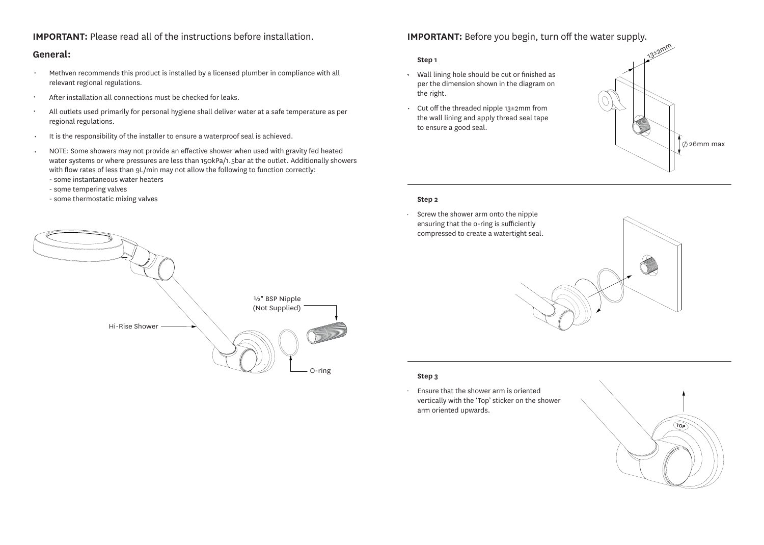**IMPORTANT:** Please read all of the instructions before installation.

## General:

- Methven recommends this product is installed by a licensed plumber in compliance with all relevant regional regulations.
- After installation all connections must be checked for leaks.
- All outlets used primarily for personal hygiene shall deliver water at a safe temperature as per regional regulations.
- It is the responsibility of the installer to ensure a waterproof seal is achieved.
- NOTE: Some showers may not provide an effective shower when used with gravity fed heated water systems or where pressures are less than 150kPa/1.5bar at the outlet. Additionally showers with flow rates of less than 9L/min may not allow the following to function correctly:
  - some instantaneous water heaters
  - some tempering valves
  - some thermostatic mixing valves

Hi-Rise Shower

½" BSP Nipple (Not Supplied)

O-ring

**IMPORTANT:** Before you begin, turn off the water supply.

**Step 1**

- Wall lining hole should be cut or finished as per the dimension shown in the diagram on the right.
- Cut off the threaded nipple 13±2mm from the wall lining and apply thread seal tape to ensure a good seal.

13±2mm

∅ 26mm max

**Step 2**

- Screw the shower arm onto the nipple ensuring that the o-ring is sufficiently compressed to create a watertight seal.

**Step 3**

- Ensure that the shower arm is oriented vertically with the 'Top' sticker on the shower arm oriented upwards.

TOP